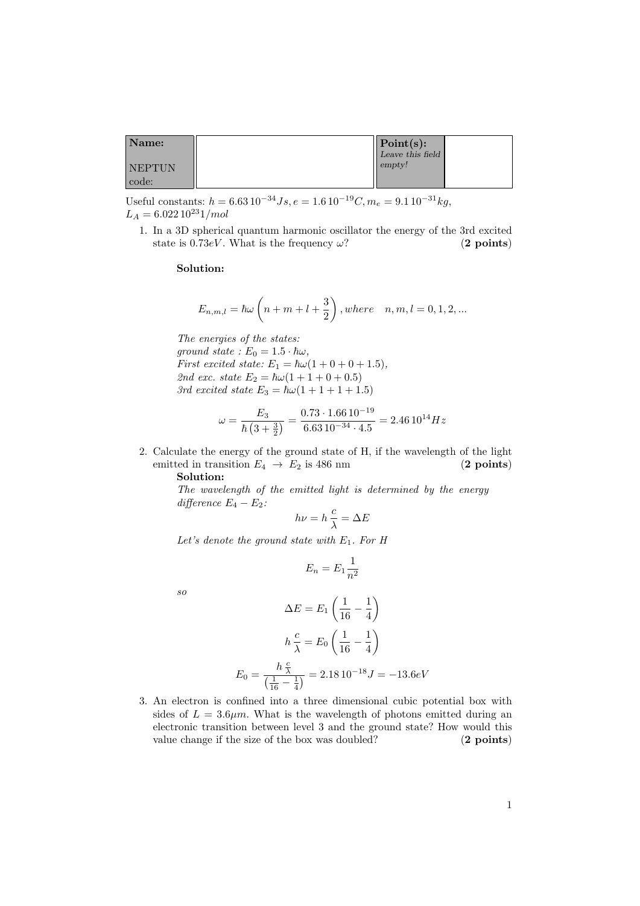| **Name:**<br><br>NEPTUN code: | | **Point(s):**<br>*Leave this field empty!* | |
|---|---|---|---|

Useful constants: $h = 6.63\,10^{-34} Js, e = 1.6\,10^{-19} C, m_e = 9.1\,10^{-31} kg,$
$L_A = 6.022\,10^{23} 1/mol$

1. In a 3D spherical quantum harmonic oscillator the energy of the 3rd excited state is $0.73 eV$. What is the frequency $\omega$? (**2 points**)

   **Solution:**

   $$E_{n,m,l} = \hbar\omega \left(n + m + l + \frac{3}{2}\right), where \quad n, m, l = 0, 1, 2, ...$$

   *The energies of the states:*
   *ground state* : $E_0 = 1.5 \cdot \hbar\omega,$
   *First excited state:* $E_1 = \hbar\omega(1 + 0 + 0 + 1.5),$
   *2nd exc. state* $E_2 = \hbar\omega(1 + 1 + 0 + 0.5)$
   *3rd excited state* $E_3 = \hbar\omega(1 + 1 + 1 + 1.5)$

   $$\omega = \frac{E_3}{\hbar\left(3 + \frac{3}{2}\right)} = \frac{0.73 \cdot 1.66\,10^{-19}}{6.63\,10^{-34} \cdot 4.5} = 2.46\,10^{14} Hz$$

2. Calculate the energy of the ground state of H, if the wavelength of the light emitted in transition $E_4 \rightarrow E_2$ is 486 nm (**2 points**)

   **Solution:**
   *The wavelength of the emitted light is determined by the energy difference* $E_4 - E_2$:

   $$h\nu = h\,\frac{c}{\lambda} = \Delta E$$

   *Let's denote the ground state with* $E_1$. *For H*

   $$E_n = E_1 \frac{1}{n^2}$$

   *so*

   $$\Delta E = E_1 \left(\frac{1}{16} - \frac{1}{4}\right)$$

   $$h\,\frac{c}{\lambda} = E_0 \left(\frac{1}{16} - \frac{1}{4}\right)$$

   $$E_0 = \frac{h\,\frac{c}{\lambda}}{\left(\frac{1}{16} - \frac{1}{4}\right)} = 2.18\,10^{-18} J = -13.6 eV$$

3. An electron is confined into a three dimensional cubic potential box with sides of $L = 3.6 \mu m$. What is the wavelength of photons emitted during an electronic transition between level 3 and the ground state? How would this value change if the size of the box was doubled? (**2 points**)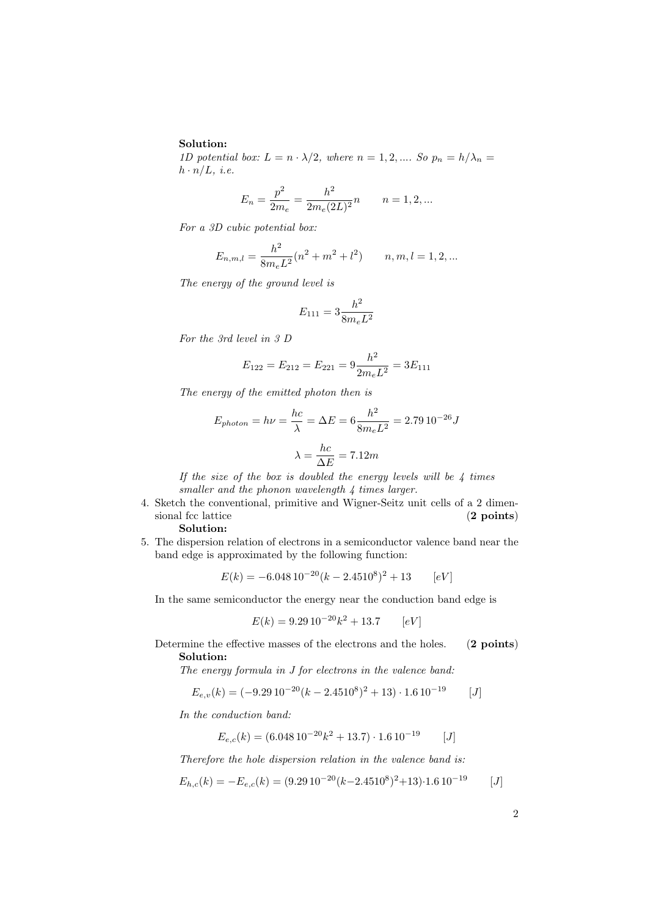**Solution:**

*1D potential box: $L = n \cdot \lambda/2$, where $n = 1, 2, ....$ So $p_n = h/\lambda_n = h \cdot n/L$, i.e.*

$$E_n = \frac{p^2}{2m_e} = \frac{h^2}{2m_e(2L)^2}n \qquad n = 1, 2, ...$$

*For a 3D cubic potential box:*

$$E_{n,m,l} = \frac{h^2}{8m_eL^2}(n^2 + m^2 + l^2) \qquad n, m, l = 1, 2, ...$$

*The energy of the ground level is*

$$E_{111} = 3\frac{h^2}{8m_eL^2}$$

*For the 3rd level in 3 D*

$$E_{122} = E_{212} = E_{221} = 9\frac{h^2}{2m_eL^2} = 3E_{111}$$

*The energy of the emitted photon then is*

$$E_{photon} = h\nu = \frac{hc}{\lambda} = \Delta E = 6\frac{h^2}{8m_eL^2} = 2.79\,10^{-26}J$$

$$\lambda = \frac{hc}{\Delta E} = 7.12m$$

*If the size of the box is doubled the energy levels will be 4 times smaller and the phonon wavelength 4 times larger.*

4. Sketch the conventional, primitive and Wigner-Seitz unit cells of a 2 dimensional fcc lattice (**2 points**)

   **Solution:**

5. The dispersion relation of electrons in a semiconductor valence band near the band edge is approximated by the following function:

$$E(k) = -6.048\,10^{-20}(k - 2.4510^8)^2 + 13 \qquad [eV]$$

In the same semiconductor the energy near the conduction band edge is

$$E(k) = 9.29\,10^{-20}k^2 + 13.7 \qquad [eV]$$

Determine the effective masses of the electrons and the holes. (**2 points**)

**Solution:**

*The energy formula in J for electrons in the valence band:*

$$E_{e,v}(k) = (-9.29\,10^{-20}(k - 2.4510^8)^2 + 13) \cdot 1.6\,10^{-19} \qquad [J]$$

*In the conduction band:*

$$E_{e,c}(k) = (6.048\,10^{-20}k^2 + 13.7) \cdot 1.6\,10^{-19} \qquad [J]$$

*Therefore the hole dispersion relation in the valence band is:*

$$E_{h,c}(k) = -E_{e,c}(k) = (9.29\,10^{-20}(k - 2.4510^8)^2 + 13) \cdot 1.6\,10^{-19} \qquad [J]$$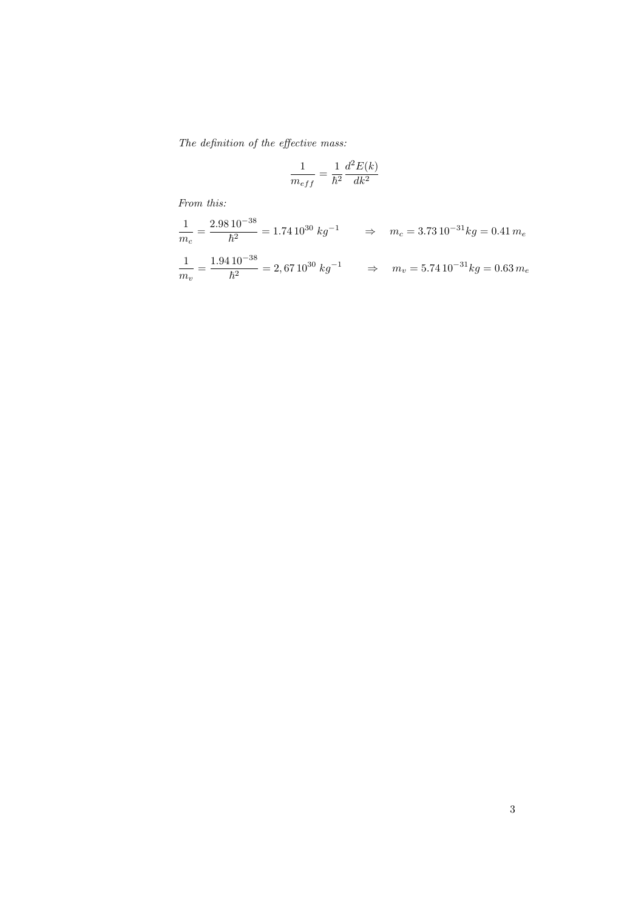*The definition of the effective mass:*

$$\frac{1}{m_{eff}} = \frac{1}{\hbar^2}\frac{d^2E(k)}{dk^2}$$

*From this:*

$$\frac{1}{m_c} = \frac{2.98\,10^{-38}}{\hbar^2} = 1.74\,10^{30}\ kg^{-1} \qquad \Rightarrow \quad m_c = 3.73\,10^{-31}kg = 0.41\,m_e$$

$$\frac{1}{m_v} = \frac{1.94\,10^{-38}}{\hbar^2} = 2,67\,10^{30}\ kg^{-1} \qquad \Rightarrow \quad m_v = 5.74\,10^{-31}kg = 0.63\,m_e$$